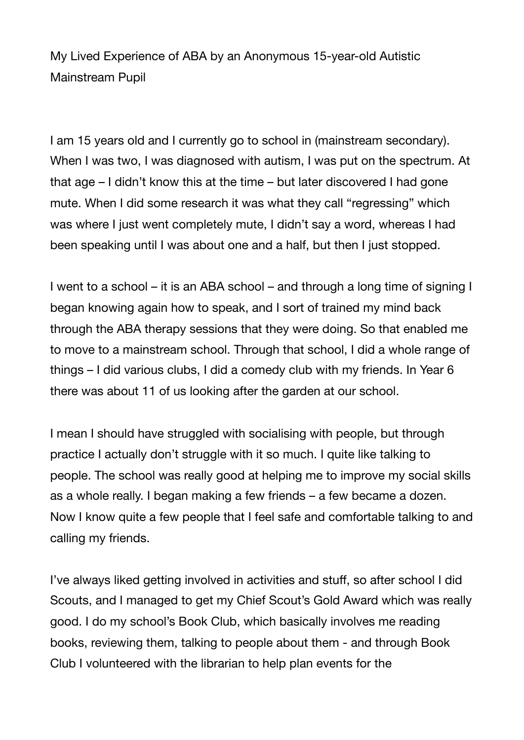# My Lived Experience of ABA by an Anonymous 15-year-old Autistic Mainstream Pupil

I am 15 years old and I currently go to school in (mainstream secondary). When I was two, I was diagnosed with autism, I was put on the spectrum. At that age – I didn't know this at the time – but later discovered I had gone mute. When I did some research it was what they call "regressing" which was where I just went completely mute, I didn't say a word, whereas I had been speaking until I was about one and a half, but then I just stopped.

I went to a school – it is an ABA school – and through a long time of signing I began knowing again how to speak, and I sort of trained my mind back through the ABA therapy sessions that they were doing. So that enabled me to move to a mainstream school. Through that school, I did a whole range of things – I did various clubs, I did a comedy club with my friends. In Year 6 there was about 11 of us looking after the garden at our school.

I mean I should have struggled with socialising with people, but through practice I actually don't struggle with it so much. I quite like talking to people. The school was really good at helping me to improve my social skills as a whole really. I began making a few friends – a few became a dozen. Now I know quite a few people that I feel safe and comfortable talking to and calling my friends.

I've always liked getting involved in activities and stuff, so after school I did Scouts, and I managed to get my Chief Scout's Gold Award which was really good. I do my school's Book Club, which basically involves me reading books, reviewing them, talking to people about them - and through Book Club I volunteered with the librarian to help plan events for the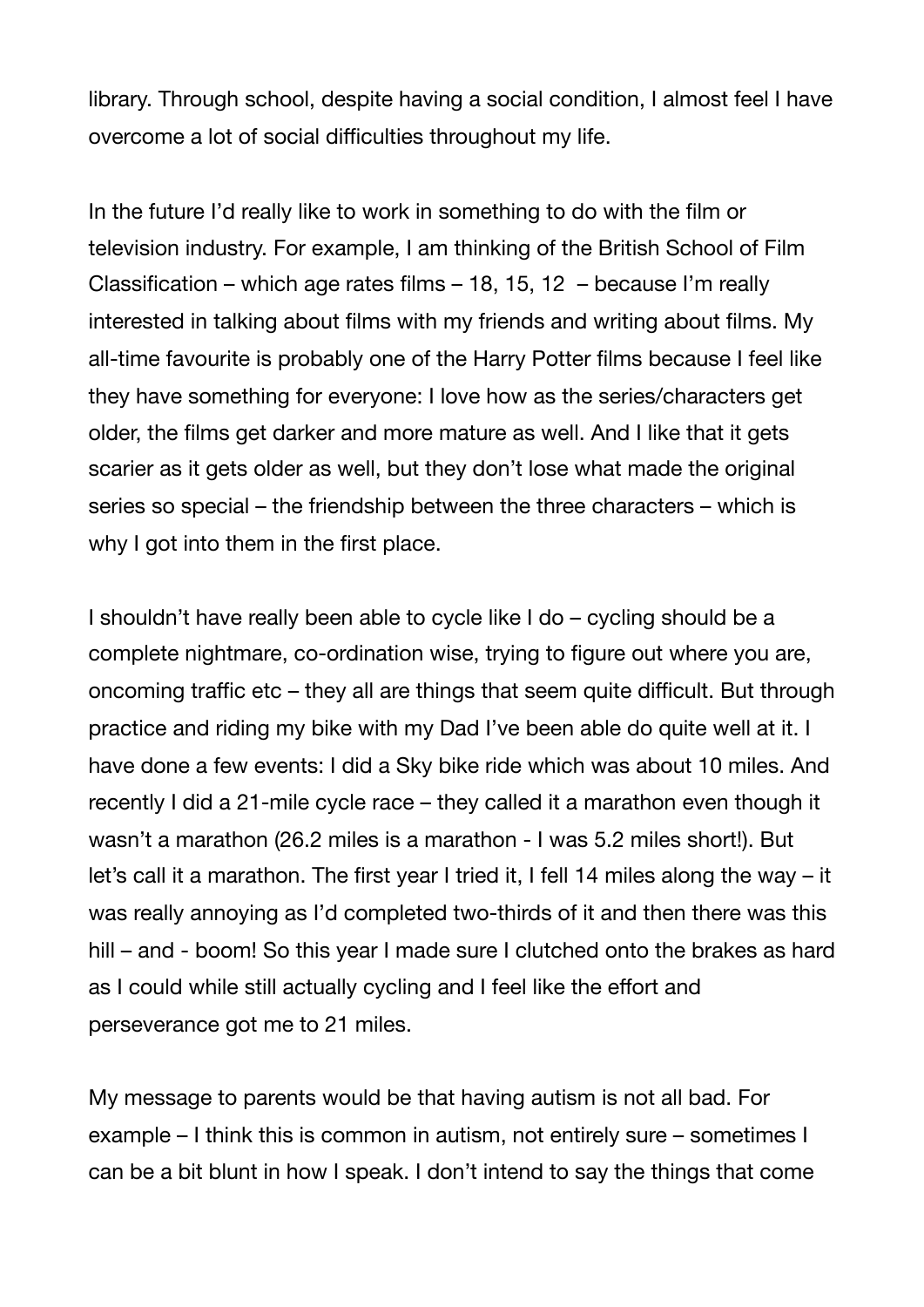library. Through school, despite having a social condition, I almost feel I have overcome a lot of social difficulties throughout my life.

In the future I'd really like to work in something to do with the film or television industry. For example, I am thinking of the British School of Film Classification – which age rates films – 18, 15, 12 – because I'm really interested in talking about films with my friends and writing about films. My all-time favourite is probably one of the Harry Potter films because I feel like they have something for everyone: I love how as the series/characters get older, the films get darker and more mature as well. And I like that it gets scarier as it gets older as well, but they don't lose what made the original series so special – the friendship between the three characters – which is why I got into them in the first place.

I shouldn't have really been able to cycle like I do – cycling should be a complete nightmare, co-ordination wise, trying to figure out where you are, oncoming traffic etc – they all are things that seem quite difficult. But through practice and riding my bike with my Dad I've been able do quite well at it. I have done a few events: I did a Sky bike ride which was about 10 miles. And recently I did a 21-mile cycle race – they called it a marathon even though it wasn't a marathon (26.2 miles is a marathon - I was 5.2 miles short!). But let's call it a marathon. The first year I tried it, I fell 14 miles along the way – it was really annoying as I'd completed two-thirds of it and then there was this hill – and - boom! So this year I made sure I clutched onto the brakes as hard as I could while still actually cycling and I feel like the effort and perseverance got me to 21 miles.

My message to parents would be that having autism is not all bad. For example – I think this is common in autism, not entirely sure – sometimes I can be a bit blunt in how I speak. I don't intend to say the things that come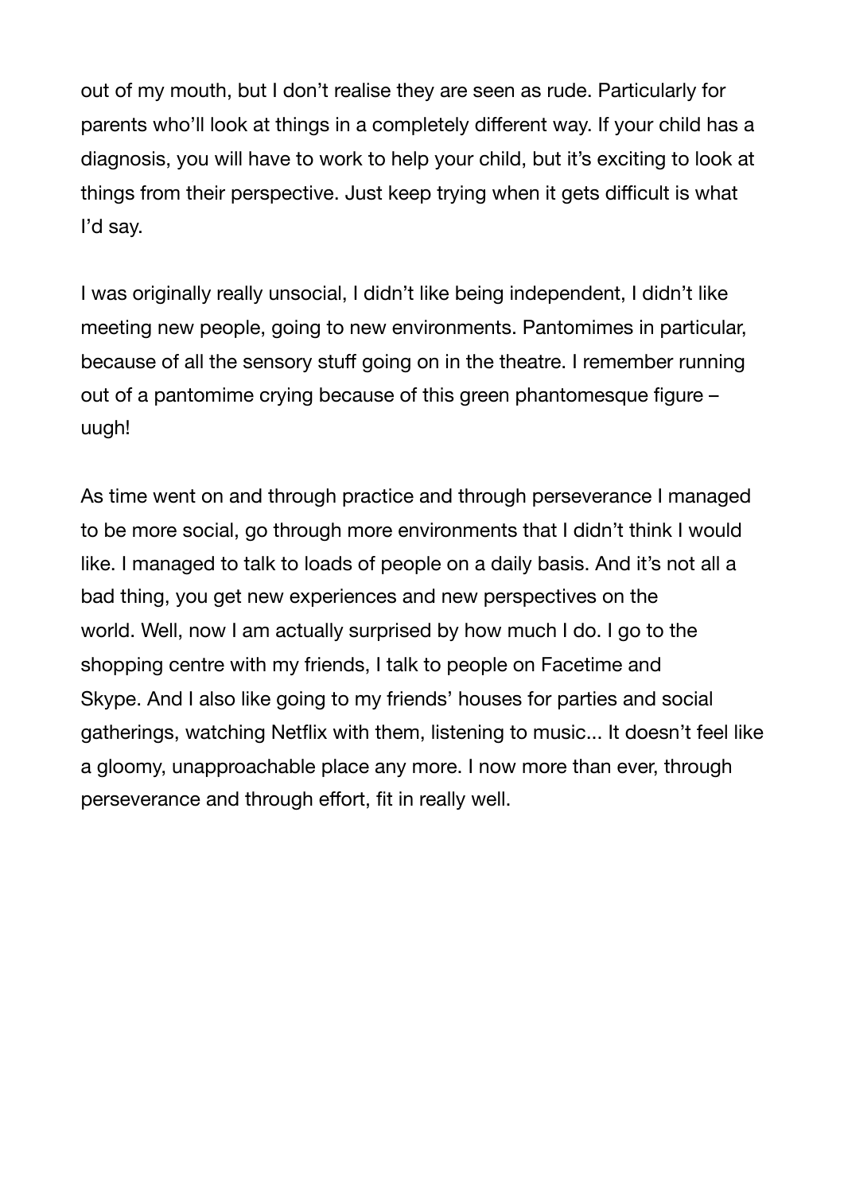out of my mouth, but I don't realise they are seen as rude. Particularly for parents who'll look at things in a completely different way. If your child has a diagnosis, you will have to work to help your child, but it's exciting to look at things from their perspective. Just keep trying when it gets difficult is what I'd say.

I was originally really unsocial, I didn't like being independent, I didn't like meeting new people, going to new environments. Pantomimes in particular, because of all the sensory stuff going on in the theatre. I remember running out of a pantomime crying because of this green phantomesque figure – uugh!

As time went on and through practice and through perseverance I managed to be more social, go through more environments that I didn't think I would like. I managed to talk to loads of people on a daily basis. And it's not all a bad thing, you get new experiences and new perspectives on the world. Well, now I am actually surprised by how much I do. I go to the shopping centre with my friends, I talk to people on Facetime and Skype. And I also like going to my friends' houses for parties and social gatherings, watching Netflix with them, listening to music... It doesn't feel like a gloomy, unapproachable place any more. I now more than ever, through perseverance and through effort, fit in really well.